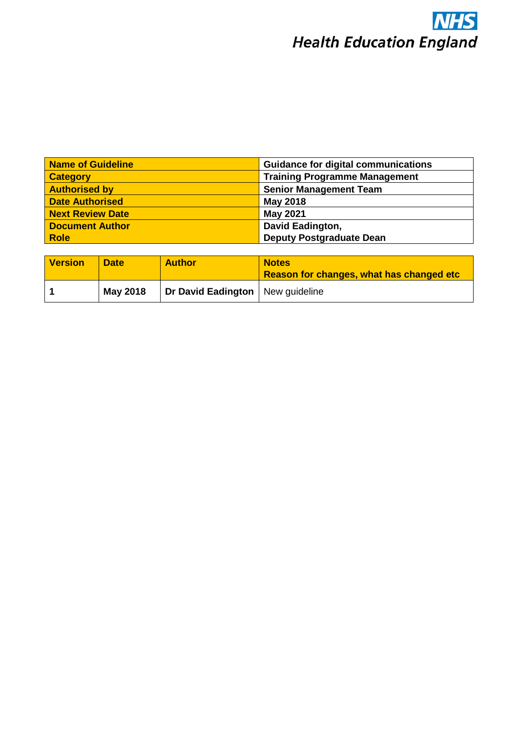NHS
Health Education England

| Name of Guideline | Guidance for digital communications |
|---|---|
| Category | Training Programme Management |
| Authorised by | Senior Management Team |
| Date Authorised | May 2018 |
| Next Review Date | May 2021 |
| Document Author<br>Role | David Eadington,<br>Deputy Postgraduate Dean |

| Version | Date | Author | Notes<br>Reason for changes, what has changed etc |
|---|---|---|---|
| **1** | **May 2018** | **Dr David Eadington** | New guideline |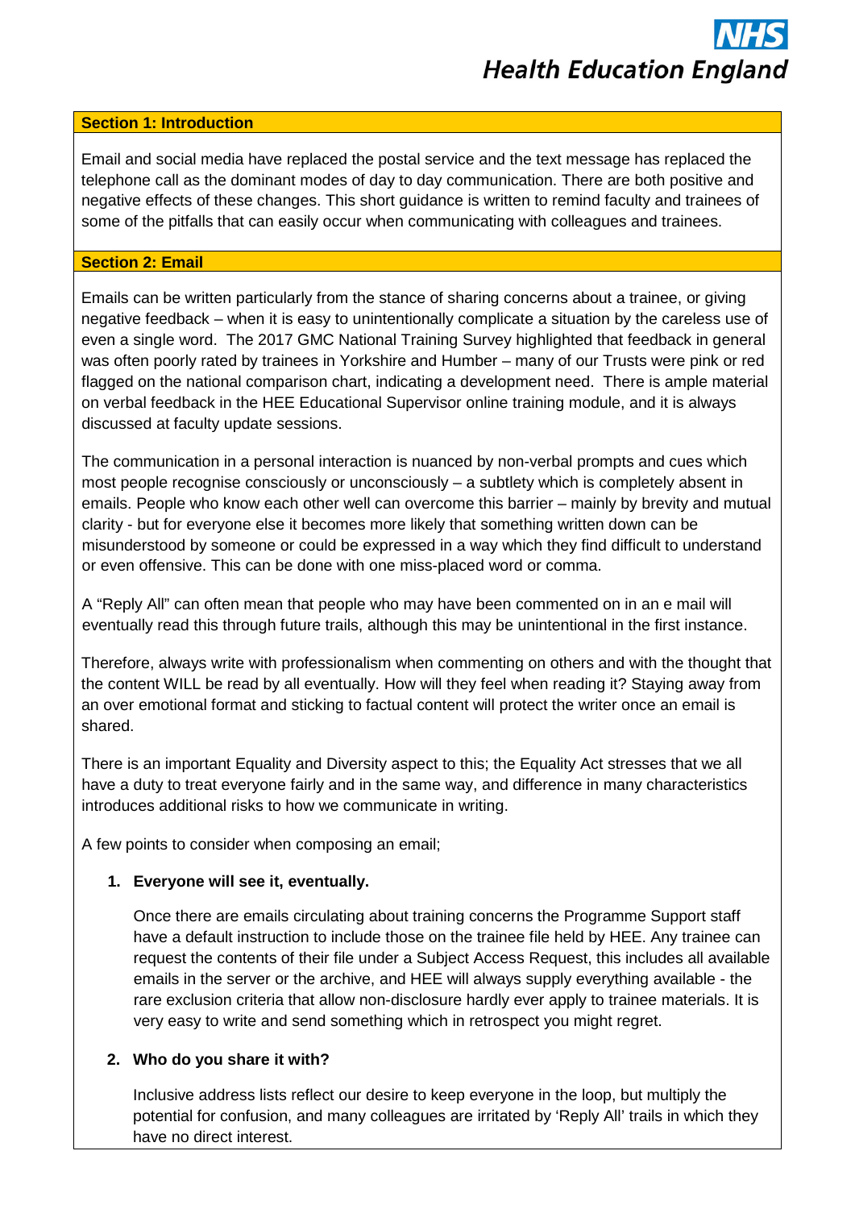## Section 1: Introduction

Email and social media have replaced the postal service and the text message has replaced the telephone call as the dominant modes of day to day communication. There are both positive and negative effects of these changes. This short guidance is written to remind faculty and trainees of some of the pitfalls that can easily occur when communicating with colleagues and trainees.

## Section 2: Email

Emails can be written particularly from the stance of sharing concerns about a trainee, or giving negative feedback – when it is easy to unintentionally complicate a situation by the careless use of even a single word. The 2017 GMC National Training Survey highlighted that feedback in general was often poorly rated by trainees in Yorkshire and Humber – many of our Trusts were pink or red flagged on the national comparison chart, indicating a development need. There is ample material on verbal feedback in the HEE Educational Supervisor online training module, and it is always discussed at faculty update sessions.

The communication in a personal interaction is nuanced by non-verbal prompts and cues which most people recognise consciously or unconsciously – a subtlety which is completely absent in emails. People who know each other well can overcome this barrier – mainly by brevity and mutual clarity - but for everyone else it becomes more likely that something written down can be misunderstood by someone or could be expressed in a way which they find difficult to understand or even offensive. This can be done with one miss-placed word or comma.

A "Reply All" can often mean that people who may have been commented on in an e mail will eventually read this through future trails, although this may be unintentional in the first instance.

Therefore, always write with professionalism when commenting on others and with the thought that the content WILL be read by all eventually. How will they feel when reading it? Staying away from an over emotional format and sticking to factual content will protect the writer once an email is shared.

There is an important Equality and Diversity aspect to this; the Equality Act stresses that we all have a duty to treat everyone fairly and in the same way, and difference in many characteristics introduces additional risks to how we communicate in writing.

A few points to consider when composing an email;

1. **Everyone will see it, eventually.**

   Once there are emails circulating about training concerns the Programme Support staff have a default instruction to include those on the trainee file held by HEE. Any trainee can request the contents of their file under a Subject Access Request, this includes all available emails in the server or the archive, and HEE will always supply everything available - the rare exclusion criteria that allow non-disclosure hardly ever apply to trainee materials. It is very easy to write and send something which in retrospect you might regret.

2. **Who do you share it with?**

   Inclusive address lists reflect our desire to keep everyone in the loop, but multiply the potential for confusion, and many colleagues are irritated by 'Reply All' trails in which they have no direct interest.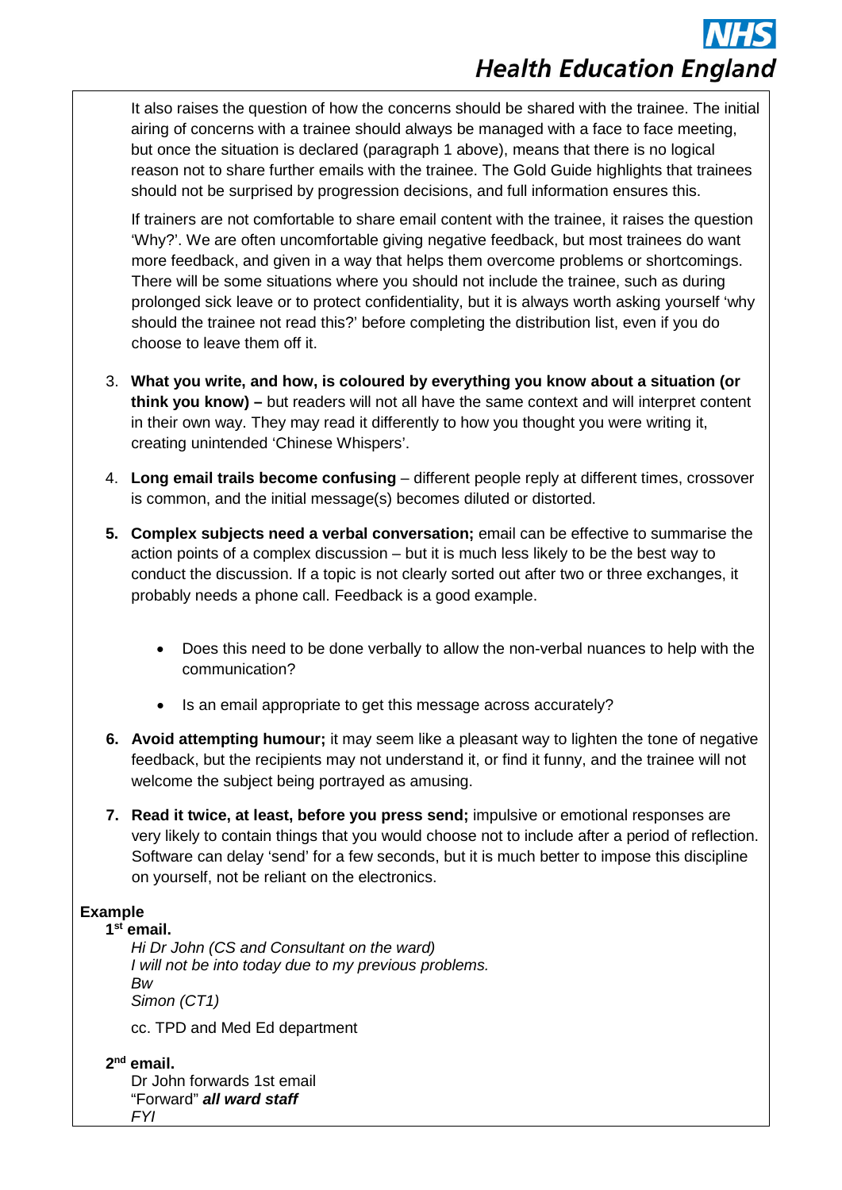It also raises the question of how the concerns should be shared with the trainee. The initial airing of concerns with a trainee should always be managed with a face to face meeting, but once the situation is declared (paragraph 1 above), means that there is no logical reason not to share further emails with the trainee. The Gold Guide highlights that trainees should not be surprised by progression decisions, and full information ensures this.

If trainers are not comfortable to share email content with the trainee, it raises the question 'Why?'. We are often uncomfortable giving negative feedback, but most trainees do want more feedback, and given in a way that helps them overcome problems or shortcomings. There will be some situations where you should not include the trainee, such as during prolonged sick leave or to protect confidentiality, but it is always worth asking yourself 'why should the trainee not read this?' before completing the distribution list, even if you do choose to leave them off it.

3. **What you write, and how, is coloured by everything you know about a situation (or think you know) –** but readers will not all have the same context and will interpret content in their own way. They may read it differently to how you thought you were writing it, creating unintended 'Chinese Whispers'.

4. **Long email trails become confusing** – different people reply at different times, crossover is common, and the initial message(s) becomes diluted or distorted.

5. **Complex subjects need a verbal conversation;** email can be effective to summarise the action points of a complex discussion – but it is much less likely to be the best way to conduct the discussion. If a topic is not clearly sorted out after two or three exchanges, it probably needs a phone call. Feedback is a good example.

    - Does this need to be done verbally to allow the non-verbal nuances to help with the communication?
    - Is an email appropriate to get this message across accurately?

6. **Avoid attempting humour;** it may seem like a pleasant way to lighten the tone of negative feedback, but the recipients may not understand it, or find it funny, and the trainee will not welcome the subject being portrayed as amusing.

7. **Read it twice, at least, before you press send;** impulsive or emotional responses are very likely to contain things that you would choose not to include after a period of reflection. Software can delay 'send' for a few seconds, but it is much better to impose this discipline on yourself, not be reliant on the electronics.

**Example**

**1st email.**

*Hi Dr John (CS and Consultant on the ward)*
*I will not be into today due to my previous problems.*
*Bw*
*Simon (CT1)*

cc. TPD and Med Ed department

**2nd email.**

Dr John forwards 1st email
"Forward" ***all ward staff***
*FYI*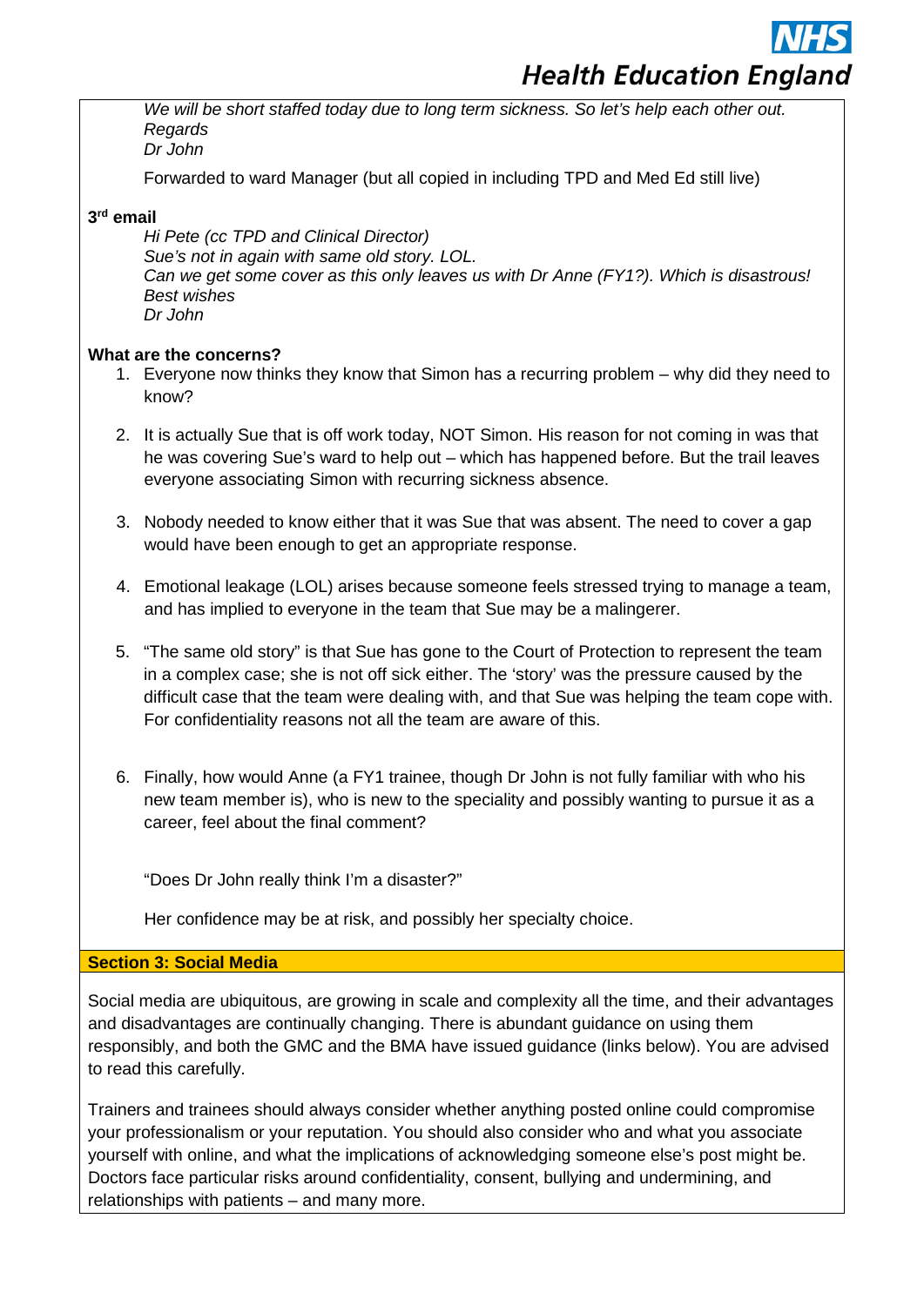*We will be short staffed today due to long term sickness. So let's help each other out.*
*Regards*
*Dr John*

Forwarded to ward Manager (but all copied in including TPD and Med Ed still live)

**3rd email**

*Hi Pete (cc TPD and Clinical Director)*
*Sue's not in again with same old story. LOL.*
*Can we get some cover as this only leaves us with Dr Anne (FY1?). Which is disastrous!*
*Best wishes*
*Dr John*

**What are the concerns?**

1. Everyone now thinks they know that Simon has a recurring problem – why did they need to know?

2. It is actually Sue that is off work today, NOT Simon. His reason for not coming in was that he was covering Sue's ward to help out – which has happened before. But the trail leaves everyone associating Simon with recurring sickness absence.

3. Nobody needed to know either that it was Sue that was absent. The need to cover a gap would have been enough to get an appropriate response.

4. Emotional leakage (LOL) arises because someone feels stressed trying to manage a team, and has implied to everyone in the team that Sue may be a malingerer.

5. "The same old story" is that Sue has gone to the Court of Protection to represent the team in a complex case; she is not off sick either. The 'story' was the pressure caused by the difficult case that the team were dealing with, and that Sue was helping the team cope with. For confidentiality reasons not all the team are aware of this.

6. Finally, how would Anne (a FY1 trainee, though Dr John is not fully familiar with who his new team member is), who is new to the speciality and possibly wanting to pursue it as a career, feel about the final comment?

   "Does Dr John really think I'm a disaster?"

   Her confidence may be at risk, and possibly her specialty choice.

## Section 3: Social Media

Social media are ubiquitous, are growing in scale and complexity all the time, and their advantages and disadvantages are continually changing. There is abundant guidance on using them responsibly, and both the GMC and the BMA have issued guidance (links below). You are advised to read this carefully.

Trainers and trainees should always consider whether anything posted online could compromise your professionalism or your reputation. You should also consider who and what you associate yourself with online, and what the implications of acknowledging someone else's post might be. Doctors face particular risks around confidentiality, consent, bullying and undermining, and relationships with patients – and many more.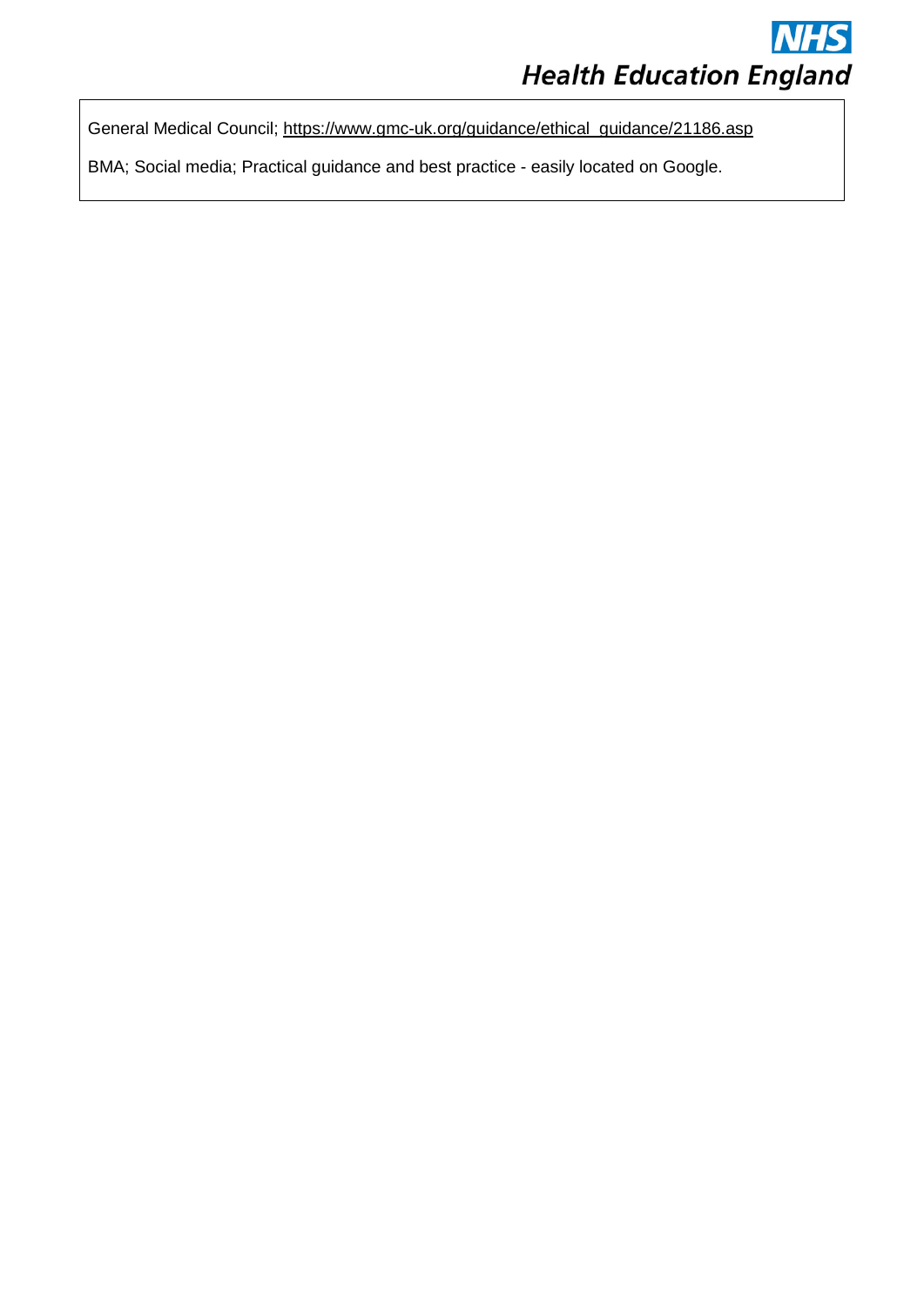General Medical Council; https://www.gmc-uk.org/guidance/ethical_guidance/21186.asp

BMA; Social media; Practical guidance and best practice - easily located on Google.